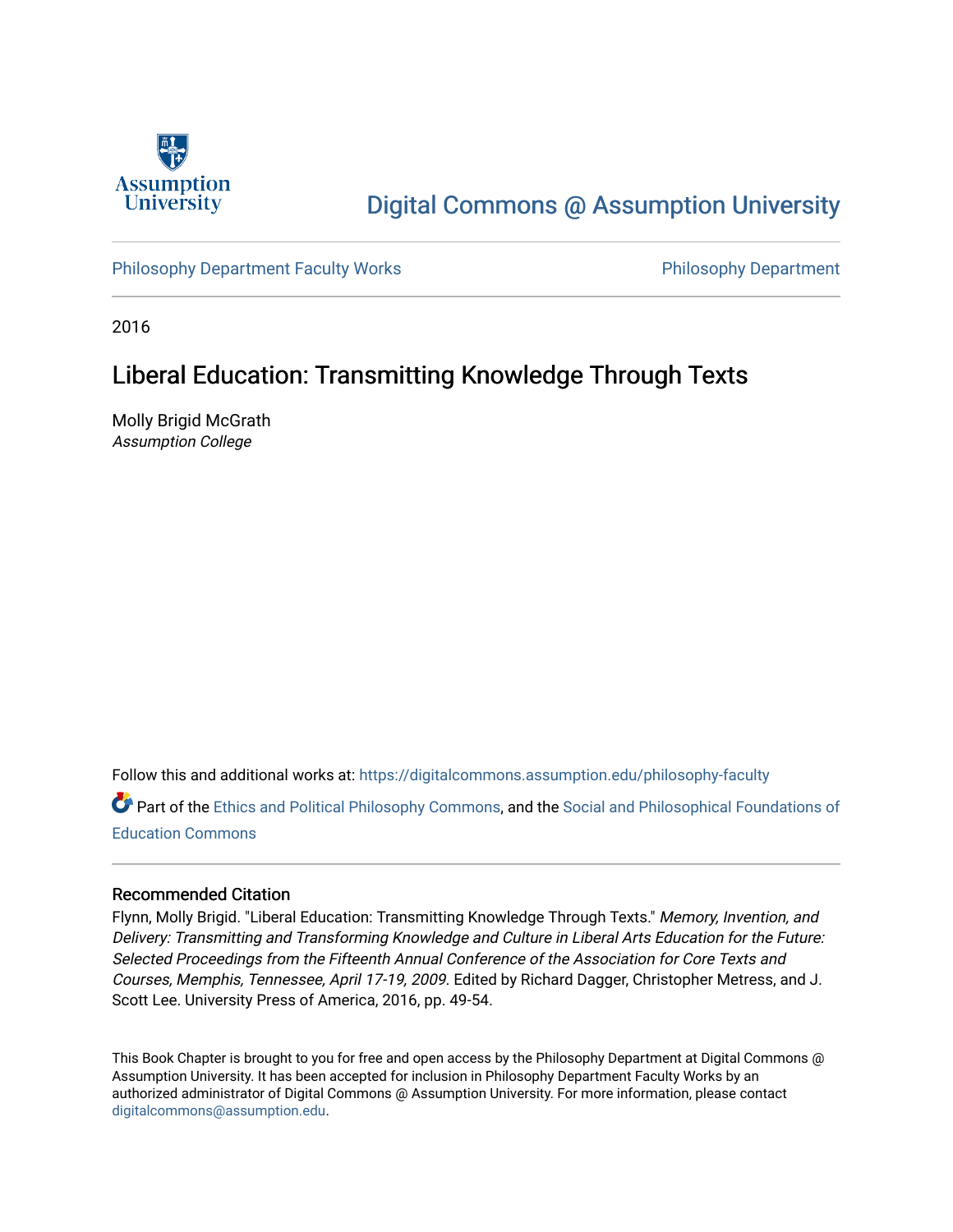Assumption University

# Digital Commons @ Assumption University

Philosophy Department Faculty Works

Philosophy Department

2016

## Liberal Education: Transmitting Knowledge Through Texts

Molly Brigid McGrath
*Assumption College*

Follow this and additional works at: https://digitalcommons.assumption.edu/philosophy-faculty

Part of the Ethics and Political Philosophy Commons, and the Social and Philosophical Foundations of Education Commons

### Recommended Citation

Flynn, Molly Brigid. "Liberal Education: Transmitting Knowledge Through Texts." *Memory, Invention, and Delivery: Transmitting and Transforming Knowledge and Culture in Liberal Arts Education for the Future: Selected Proceedings from the Fifteenth Annual Conference of the Association for Core Texts and Courses, Memphis, Tennessee, April 17-19, 2009*. Edited by Richard Dagger, Christopher Metress, and J. Scott Lee. University Press of America, 2016, pp. 49-54.

This Book Chapter is brought to you for free and open access by the Philosophy Department at Digital Commons @ Assumption University. It has been accepted for inclusion in Philosophy Department Faculty Works by an authorized administrator of Digital Commons @ Assumption University. For more information, please contact digitalcommons@assumption.edu.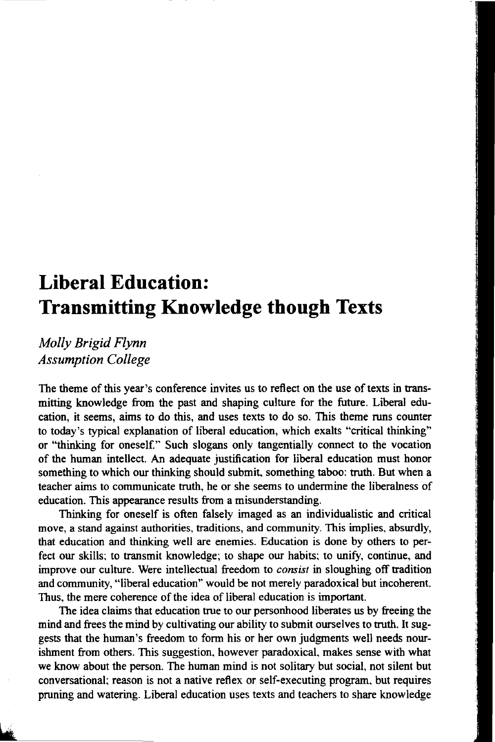# Liberal Education: Transmitting Knowledge though Texts

*Molly Brigid Flynn*
*Assumption College*

The theme of this year's conference invites us to reflect on the use of texts in transmitting knowledge from the past and shaping culture for the future. Liberal education, it seems, aims to do this, and uses texts to do so. This theme runs counter to today's typical explanation of liberal education, which exalts "critical thinking" or "thinking for oneself." Such slogans only tangentially connect to the vocation of the human intellect. An adequate justification for liberal education must honor something to which our thinking should submit, something taboo: truth. But when a teacher aims to communicate truth, he or she seems to undermine the liberalness of education. This appearance results from a misunderstanding.

Thinking for oneself is often falsely imaged as an individualistic and critical move, a stand against authorities, traditions, and community. This implies, absurdly, that education and thinking well are enemies. Education is done by others to perfect our skills; to transmit knowledge; to shape our habits; to unify, continue, and improve our culture. Were intellectual freedom to *consist* in sloughing off tradition and community, "liberal education" would be not merely paradoxical but incoherent. Thus, the mere coherence of the idea of liberal education is important.

The idea claims that education true to our personhood liberates us by freeing the mind and frees the mind by cultivating our ability to submit ourselves to truth. It suggests that the human's freedom to form his or her own judgments well needs nourishment from others. This suggestion, however paradoxical, makes sense with what we know about the person. The human mind is not solitary but social, not silent but conversational; reason is not a native reflex or self-executing program, but requires pruning and watering. Liberal education uses texts and teachers to share knowledge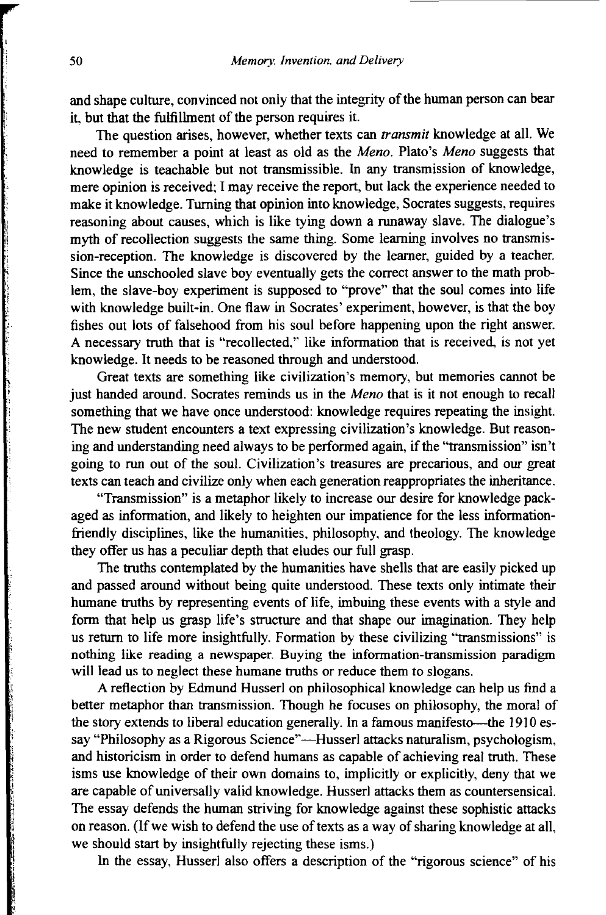and shape culture, convinced not only that the integrity of the human person can bear it, but that the fulfillment of the person requires it.

The question arises, however, whether texts can *transmit* knowledge at all. We need to remember a point at least as old as the *Meno*. Plato's *Meno* suggests that knowledge is teachable but not transmissible. In any transmission of knowledge, mere opinion is received; I may receive the report, but lack the experience needed to make it knowledge. Turning that opinion into knowledge, Socrates suggests, requires reasoning about causes, which is like tying down a runaway slave. The dialogue's myth of recollection suggests the same thing. Some learning involves no transmission-reception. The knowledge is discovered by the learner, guided by a teacher. Since the unschooled slave boy eventually gets the correct answer to the math problem, the slave-boy experiment is supposed to "prove" that the soul comes into life with knowledge built-in. One flaw in Socrates' experiment, however, is that the boy fishes out lots of falsehood from his soul before happening upon the right answer. A necessary truth that is "recollected," like information that is received, is not yet knowledge. It needs to be reasoned through and understood.

Great texts are something like civilization's memory, but memories cannot be just handed around. Socrates reminds us in the *Meno* that is it not enough to recall something that we have once understood: knowledge requires repeating the insight. The new student encounters a text expressing civilization's knowledge. But reasoning and understanding need always to be performed again, if the "transmission" isn't going to run out of the soul. Civilization's treasures are precarious, and our great texts can teach and civilize only when each generation reappropriates the inheritance.

"Transmission" is a metaphor likely to increase our desire for knowledge packaged as information, and likely to heighten our impatience for the less information-friendly disciplines, like the humanities, philosophy, and theology. The knowledge they offer us has a peculiar depth that eludes our full grasp.

The truths contemplated by the humanities have shells that are easily picked up and passed around without being quite understood. These texts only intimate their humane truths by representing events of life, imbuing these events with a style and form that help us grasp life's structure and that shape our imagination. They help us return to life more insightfully. Formation by these civilizing "transmissions" is nothing like reading a newspaper. Buying the information-transmission paradigm will lead us to neglect these humane truths or reduce them to slogans.

A reflection by Edmund Husserl on philosophical knowledge can help us find a better metaphor than transmission. Though he focuses on philosophy, the moral of the story extends to liberal education generally. In a famous manifesto—the 1910 essay "Philosophy as a Rigorous Science"—Husserl attacks naturalism, psychologism, and historicism in order to defend humans as capable of achieving real truth. These isms use knowledge of their own domains to, implicitly or explicitly, deny that we are capable of universally valid knowledge. Husserl attacks them as countersensical. The essay defends the human striving for knowledge against these sophistic attacks on reason. (If we wish to defend the use of texts as a way of sharing knowledge at all, we should start by insightfully rejecting these isms.)

In the essay, Husserl also offers a description of the "rigorous science" of his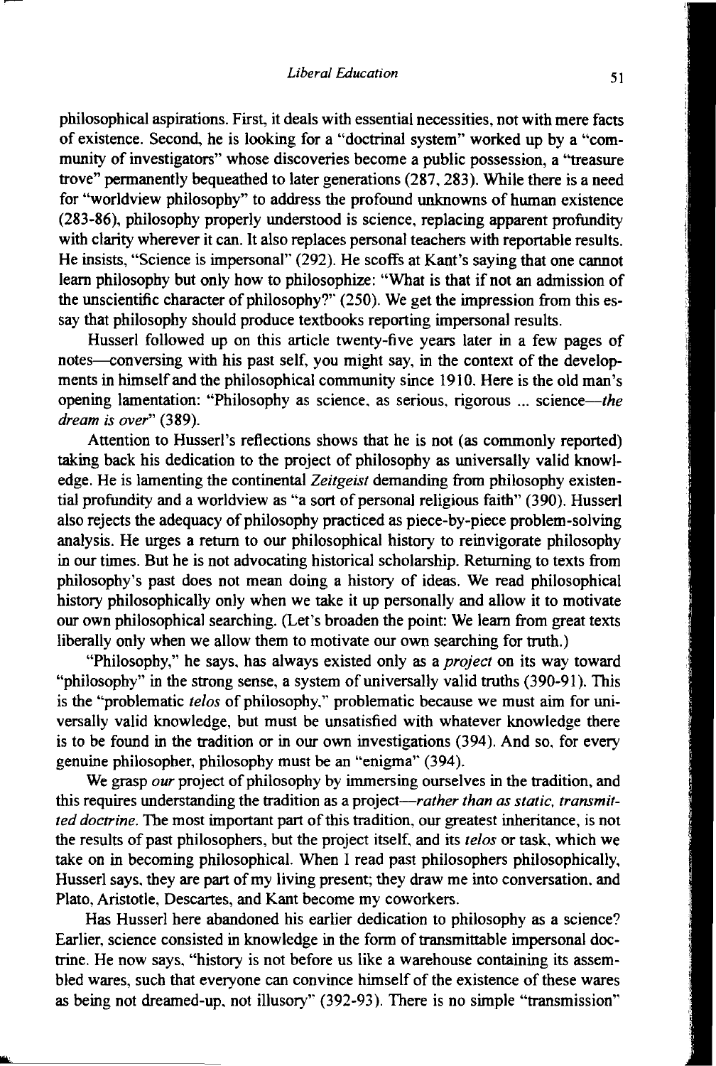philosophical aspirations. First, it deals with essential necessities, not with mere facts of existence. Second, he is looking for a "doctrinal system" worked up by a "community of investigators" whose discoveries become a public possession, a "treasure trove" permanently bequeathed to later generations (287, 283). While there is a need for "worldview philosophy" to address the profound unknowns of human existence (283-86), philosophy properly understood is science, replacing apparent profundity with clarity wherever it can. It also replaces personal teachers with reportable results. He insists, "Science is impersonal" (292). He scoffs at Kant's saying that one cannot learn philosophy but only how to philosophize: "What is that if not an admission of the unscientific character of philosophy?" (250). We get the impression from this essay that philosophy should produce textbooks reporting impersonal results.

Husserl followed up on this article twenty-five years later in a few pages of notes—conversing with his past self, you might say, in the context of the developments in himself and the philosophical community since 1910. Here is the old man's opening lamentation: "Philosophy as science, as serious, rigorous ... science—*the dream is over*" (389).

Attention to Husserl's reflections shows that he is not (as commonly reported) taking back his dedication to the project of philosophy as universally valid knowledge. He is lamenting the continental *Zeitgeist* demanding from philosophy existential profundity and a worldview as "a sort of personal religious faith" (390). Husserl also rejects the adequacy of philosophy practiced as piece-by-piece problem-solving analysis. He urges a return to our philosophical history to reinvigorate philosophy in our times. But he is not advocating historical scholarship. Returning to texts from philosophy's past does not mean doing a history of ideas. We read philosophical history philosophically only when we take it up personally and allow it to motivate our own philosophical searching. (Let's broaden the point: We learn from great texts liberally only when we allow them to motivate our own searching for truth.)

"Philosophy," he says, has always existed only as a *project* on its way toward "philosophy" in the strong sense, a system of universally valid truths (390-91). This is the "problematic *telos* of philosophy," problematic because we must aim for universally valid knowledge, but must be unsatisfied with whatever knowledge there is to be found in the tradition or in our own investigations (394). And so, for every genuine philosopher, philosophy must be an "enigma" (394).

We grasp *our* project of philosophy by immersing ourselves in the tradition, and this requires understanding the tradition as a project—*rather than as static, transmitted doctrine*. The most important part of this tradition, our greatest inheritance, is not the results of past philosophers, but the project itself, and its *telos* or task, which we take on in becoming philosophical. When I read past philosophers philosophically, Husserl says, they are part of my living present; they draw me into conversation, and Plato, Aristotle, Descartes, and Kant become my coworkers.

Has Husserl here abandoned his earlier dedication to philosophy as a science? Earlier, science consisted in knowledge in the form of transmittable impersonal doctrine. He now says, "history is not before us like a warehouse containing its assembled wares, such that everyone can convince himself of the existence of these wares as being not dreamed-up, not illusory" (392-93). There is no simple "transmission"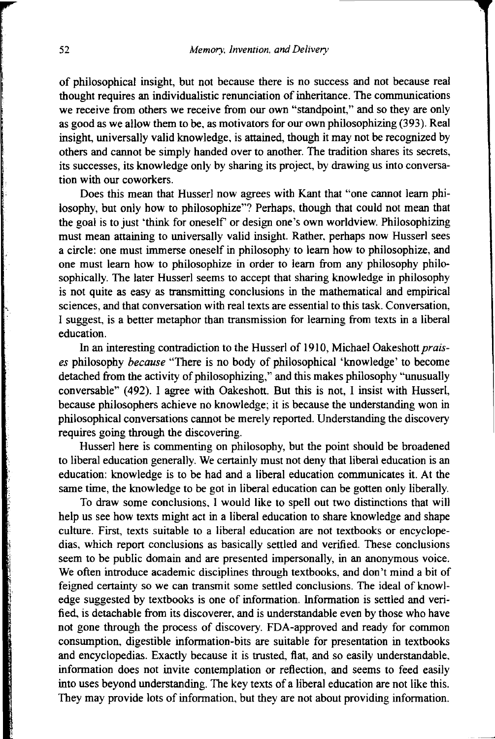of philosophical insight, but not because there is no success and not because real thought requires an individualistic renunciation of inheritance. The communications we receive from others we receive from our own "standpoint," and so they are only as good as we allow them to be, as motivators for our own philosophizing (393). Real insight, universally valid knowledge, is attained, though it may not be recognized by others and cannot be simply handed over to another. The tradition shares its secrets, its successes, its knowledge only by sharing its project, by drawing us into conversation with our coworkers.

Does this mean that Husserl now agrees with Kant that "one cannot learn philosophy, but only how to philosophize"? Perhaps, though that could not mean that the goal is to just 'think for oneself' or design one's own worldview. Philosophizing must mean attaining to universally valid insight. Rather, perhaps now Husserl sees a circle: one must immerse oneself in philosophy to learn how to philosophize, and one must learn how to philosophize in order to learn from any philosophy philosophically. The later Husserl seems to accept that sharing knowledge in philosophy is not quite as easy as transmitting conclusions in the mathematical and empirical sciences, and that conversation with real texts are essential to this task. Conversation, I suggest, is a better metaphor than transmission for learning from texts in a liberal education.

In an interesting contradiction to the Husserl of 1910, Michael Oakeshott *praises* philosophy *because* "There is no body of philosophical 'knowledge' to become detached from the activity of philosophizing," and this makes philosophy "unusually conversable" (492). I agree with Oakeshott. But this is not, I insist with Husserl, because philosophers achieve no knowledge; it is because the understanding won in philosophical conversations cannot be merely reported. Understanding the discovery requires going through the discovering.

Husserl here is commenting on philosophy, but the point should be broadened to liberal education generally. We certainly must not deny that liberal education is an education: knowledge is to be had and a liberal education communicates it. At the same time, the knowledge to be got in liberal education can be gotten only liberally.

To draw some conclusions, I would like to spell out two distinctions that will help us see how texts might act in a liberal education to share knowledge and shape culture. First, texts suitable to a liberal education are not textbooks or encyclopedias, which report conclusions as basically settled and verified. These conclusions seem to be public domain and are presented impersonally, in an anonymous voice. We often introduce academic disciplines through textbooks, and don't mind a bit of feigned certainty so we can transmit some settled conclusions. The ideal of knowledge suggested by textbooks is one of information. Information is settled and verified, is detachable from its discoverer, and is understandable even by those who have not gone through the process of discovery. FDA-approved and ready for common consumption, digestible information-bits are suitable for presentation in textbooks and encyclopedias. Exactly because it is trusted, flat, and so easily understandable, information does not invite contemplation or reflection, and seems to feed easily into uses beyond understanding. The key texts of a liberal education are not like this. They may provide lots of information, but they are not about providing information.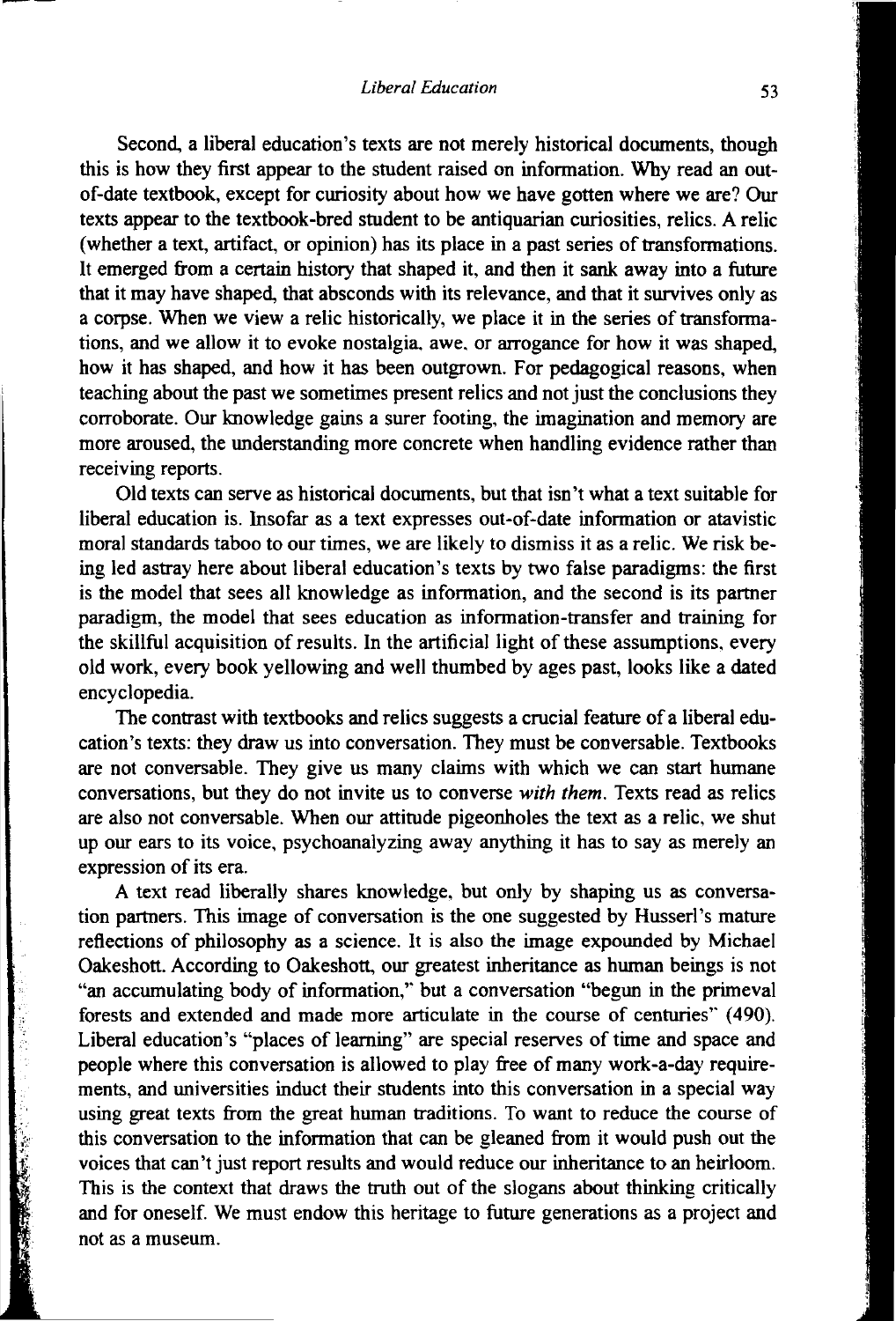Second, a liberal education's texts are not merely historical documents, though this is how they first appear to the student raised on information. Why read an out-of-date textbook, except for curiosity about how we have gotten where we are? Our texts appear to the textbook-bred student to be antiquarian curiosities, relics. A relic (whether a text, artifact, or opinion) has its place in a past series of transformations. It emerged from a certain history that shaped it, and then it sank away into a future that it may have shaped, that absconds with its relevance, and that it survives only as a corpse. When we view a relic historically, we place it in the series of transformations, and we allow it to evoke nostalgia, awe, or arrogance for how it was shaped, how it has shaped, and how it has been outgrown. For pedagogical reasons, when teaching about the past we sometimes present relics and not just the conclusions they corroborate. Our knowledge gains a surer footing, the imagination and memory are more aroused, the understanding more concrete when handling evidence rather than receiving reports.

Old texts can serve as historical documents, but that isn't what a text suitable for liberal education is. Insofar as a text expresses out-of-date information or atavistic moral standards taboo to our times, we are likely to dismiss it as a relic. We risk being led astray here about liberal education's texts by two false paradigms: the first is the model that sees all knowledge as information, and the second is its partner paradigm, the model that sees education as information-transfer and training for the skillful acquisition of results. In the artificial light of these assumptions, every old work, every book yellowing and well thumbed by ages past, looks like a dated encyclopedia.

The contrast with textbooks and relics suggests a crucial feature of a liberal education's texts: they draw us into conversation. They must be conversable. Textbooks are not conversable. They give us many claims with which we can start humane conversations, but they do not invite us to converse *with them*. Texts read as relics are also not conversable. When our attitude pigeonholes the text as a relic, we shut up our ears to its voice, psychoanalyzing away anything it has to say as merely an expression of its era.

A text read liberally shares knowledge, but only by shaping us as conversation partners. This image of conversation is the one suggested by Husserl's mature reflections of philosophy as a science. It is also the image expounded by Michael Oakeshott. According to Oakeshott, our greatest inheritance as human beings is not "an accumulating body of information," but a conversation "begun in the primeval forests and extended and made more articulate in the course of centuries" (490). Liberal education's "places of learning" are special reserves of time and space and people where this conversation is allowed to play free of many work-a-day requirements, and universities induct their students into this conversation in a special way using great texts from the great human traditions. To want to reduce the course of this conversation to the information that can be gleaned from it would push out the voices that can't just report results and would reduce our inheritance to an heirloom. This is the context that draws the truth out of the slogans about thinking critically and for oneself. We must endow this heritage to future generations as a project and not as a museum.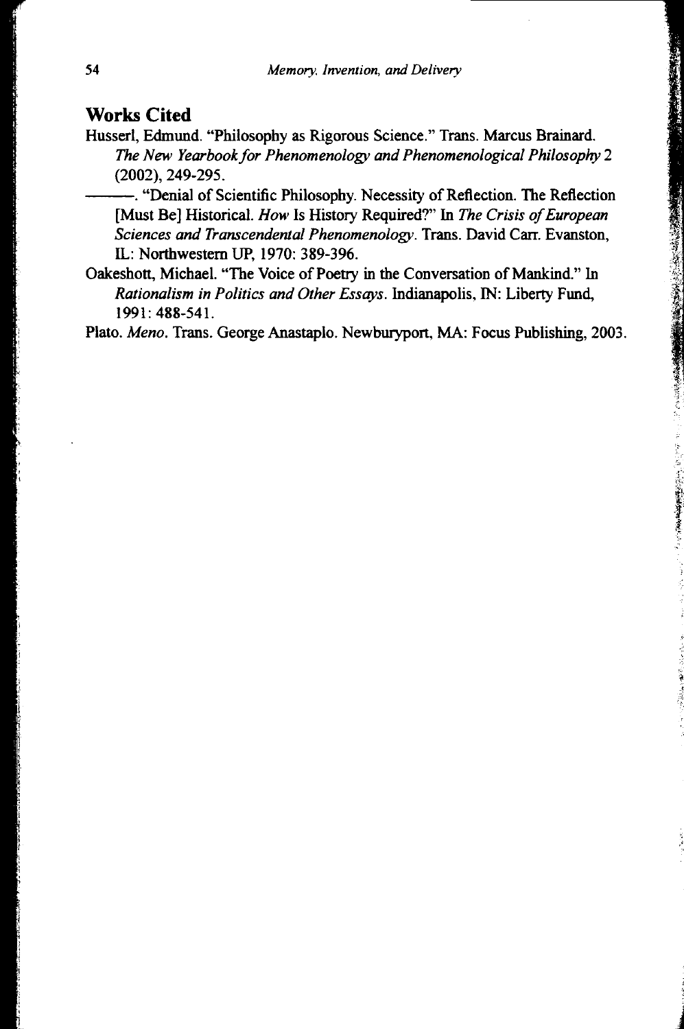## Works Cited

Husserl, Edmund. "Philosophy as Rigorous Science." Trans. Marcus Brainard. *The New Yearbook for Phenomenology and Phenomenological Philosophy* 2 (2002), 249-295.

———. "Denial of Scientific Philosophy. Necessity of Reflection. The Reflection [Must Be] Historical. *How* Is History Required?" In *The Crisis of European Sciences and Transcendental Phenomenology*. Trans. David Carr. Evanston, IL: Northwestern UP, 1970: 389-396.

Oakeshott, Michael. "The Voice of Poetry in the Conversation of Mankind." In *Rationalism in Politics and Other Essays*. Indianapolis, IN: Liberty Fund, 1991: 488-541.

Plato. *Meno*. Trans. George Anastaplo. Newburyport, MA: Focus Publishing, 2003.